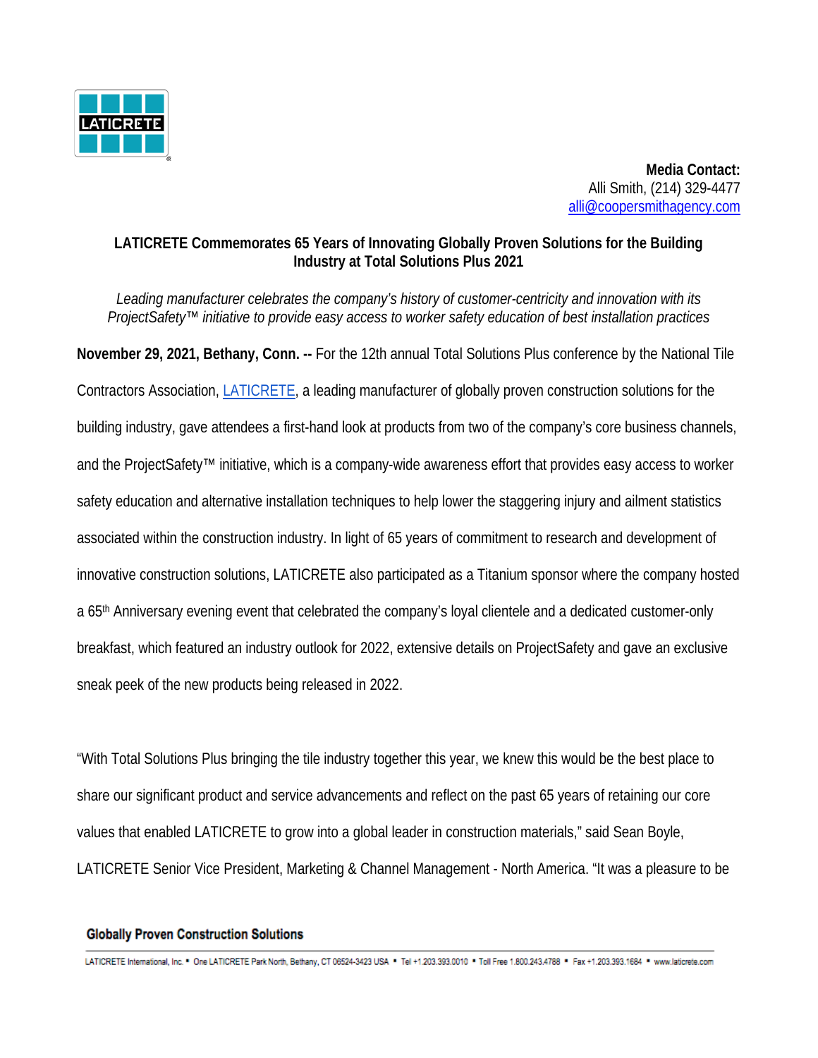**Media Contact:**
Alli Smith, (214) 329-4477
alli@coopersmithagency.com

## LATICRETE Commemorates 65 Years of Innovating Globally Proven Solutions for the Building Industry at Total Solutions Plus 2021

*Leading manufacturer celebrates the company's history of customer-centricity and innovation with its ProjectSafety™ initiative to provide easy access to worker safety education of best installation practices*

**November 29, 2021, Bethany, Conn. --** For the 12th annual Total Solutions Plus conference by the National Tile Contractors Association, LATICRETE, a leading manufacturer of globally proven construction solutions for the building industry, gave attendees a first-hand look at products from two of the company's core business channels, and the ProjectSafety™ initiative, which is a company-wide awareness effort that provides easy access to worker safety education and alternative installation techniques to help lower the staggering injury and ailment statistics associated within the construction industry. In light of 65 years of commitment to research and development of innovative construction solutions, LATICRETE also participated as a Titanium sponsor where the company hosted a 65th Anniversary evening event that celebrated the company's loyal clientele and a dedicated customer-only breakfast, which featured an industry outlook for 2022, extensive details on ProjectSafety and gave an exclusive sneak peek of the new products being released in 2022.

"With Total Solutions Plus bringing the tile industry together this year, we knew this would be the best place to share our significant product and service advancements and reflect on the past 65 years of retaining our core values that enabled LATICRETE to grow into a global leader in construction materials," said Sean Boyle, LATICRETE Senior Vice President, Marketing & Channel Management - North America. "It was a pleasure to be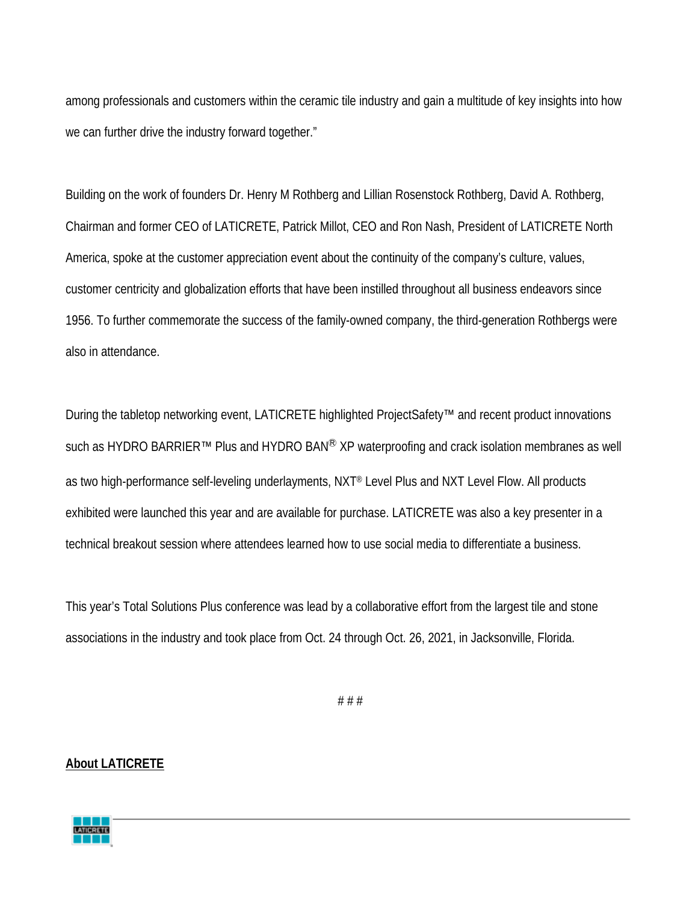among professionals and customers within the ceramic tile industry and gain a multitude of key insights into how we can further drive the industry forward together."

Building on the work of founders Dr. Henry M Rothberg and Lillian Rosenstock Rothberg, David A. Rothberg, Chairman and former CEO of LATICRETE, Patrick Millot, CEO and Ron Nash, President of LATICRETE North America, spoke at the customer appreciation event about the continuity of the company's culture, values, customer centricity and globalization efforts that have been instilled throughout all business endeavors since 1956. To further commemorate the success of the family-owned company, the third-generation Rothbergs were also in attendance.

During the tabletop networking event, LATICRETE highlighted ProjectSafety™ and recent product innovations such as HYDRO BARRIER™ Plus and HYDRO BAN® XP waterproofing and crack isolation membranes as well as two high-performance self-leveling underlayments, NXT® Level Plus and NXT Level Flow. All products exhibited were launched this year and are available for purchase. LATICRETE was also a key presenter in a technical breakout session where attendees learned how to use social media to differentiate a business.

This year's Total Solutions Plus conference was lead by a collaborative effort from the largest tile and stone associations in the industry and took place from Oct. 24 through Oct. 26, 2021, in Jacksonville, Florida.

# # #

**About LATICRETE**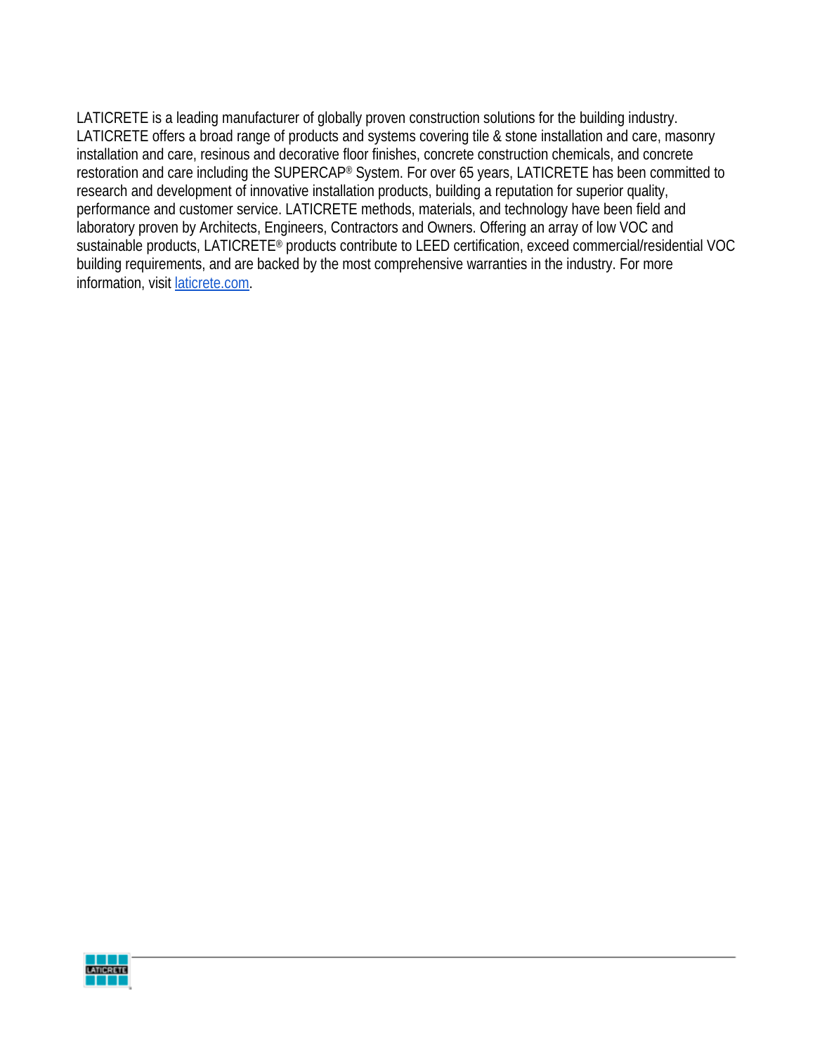LATICRETE is a leading manufacturer of globally proven construction solutions for the building industry. LATICRETE offers a broad range of products and systems covering tile & stone installation and care, masonry installation and care, resinous and decorative floor finishes, concrete construction chemicals, and concrete restoration and care including the SUPERCAP® System. For over 65 years, LATICRETE has been committed to research and development of innovative installation products, building a reputation for superior quality, performance and customer service. LATICRETE methods, materials, and technology have been field and laboratory proven by Architects, Engineers, Contractors and Owners. Offering an array of low VOC and sustainable products, LATICRETE® products contribute to LEED certification, exceed commercial/residential VOC building requirements, and are backed by the most comprehensive warranties in the industry. For more information, visit [laticrete.com](https://laticrete.com).